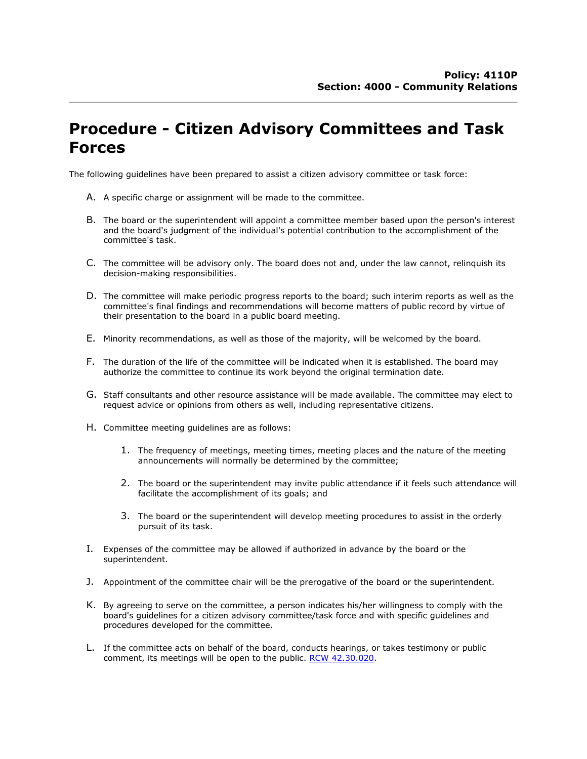**Policy: 4110P**
**Section: 4000 - Community Relations**

# Procedure - Citizen Advisory Committees and Task Forces

The following guidelines have been prepared to assist a citizen advisory committee or task force:

A. A specific charge or assignment will be made to the committee.

B. The board or the superintendent will appoint a committee member based upon the person's interest and the board's judgment of the individual's potential contribution to the accomplishment of the committee's task.

C. The committee will be advisory only. The board does not and, under the law cannot, relinquish its decision-making responsibilities.

D. The committee will make periodic progress reports to the board; such interim reports as well as the committee's final findings and recommendations will become matters of public record by virtue of their presentation to the board in a public board meeting.

E. Minority recommendations, as well as those of the majority, will be welcomed by the board.

F. The duration of the life of the committee will be indicated when it is established. The board may authorize the committee to continue its work beyond the original termination date.

G. Staff consultants and other resource assistance will be made available. The committee may elect to request advice or opinions from others as well, including representative citizens.

H. Committee meeting guidelines are as follows:

    1. The frequency of meetings, meeting times, meeting places and the nature of the meeting announcements will normally be determined by the committee;

    2. The board or the superintendent may invite public attendance if it feels such attendance will facilitate the accomplishment of its goals; and

    3. The board or the superintendent will develop meeting procedures to assist in the orderly pursuit of its task.

I. Expenses of the committee may be allowed if authorized in advance by the board or the superintendent.

J. Appointment of the committee chair will be the prerogative of the board or the superintendent.

K. By agreeing to serve on the committee, a person indicates his/her willingness to comply with the board's guidelines for a citizen advisory committee/task force and with specific guidelines and procedures developed for the committee.

L. If the committee acts on behalf of the board, conducts hearings, or takes testimony or public comment, its meetings will be open to the public. RCW 42.30.020.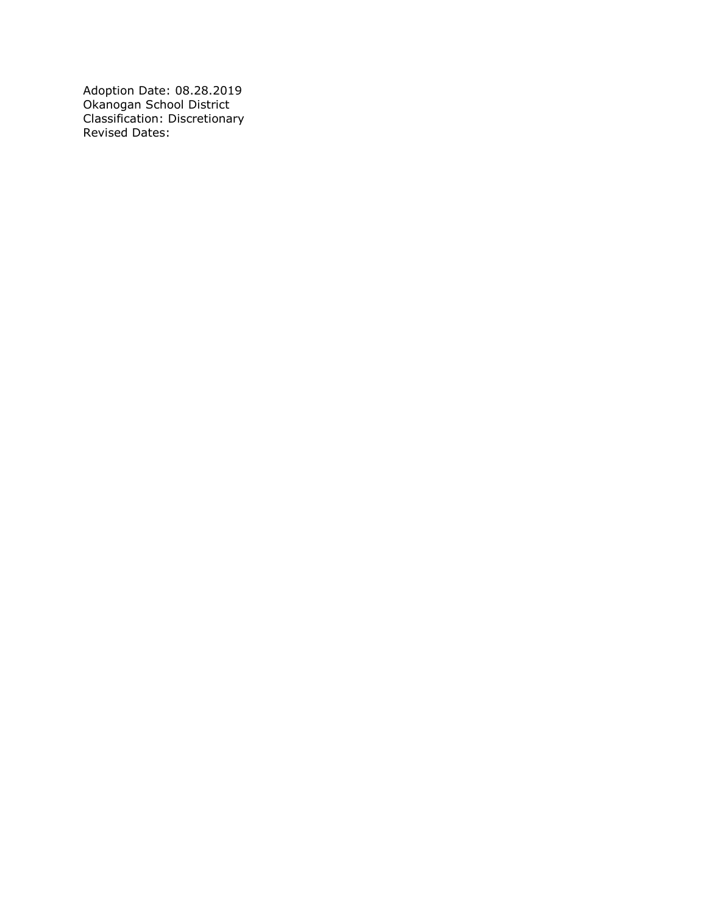Adoption Date: 08.28.2019
Okanogan School District
Classification: Discretionary
Revised Dates: